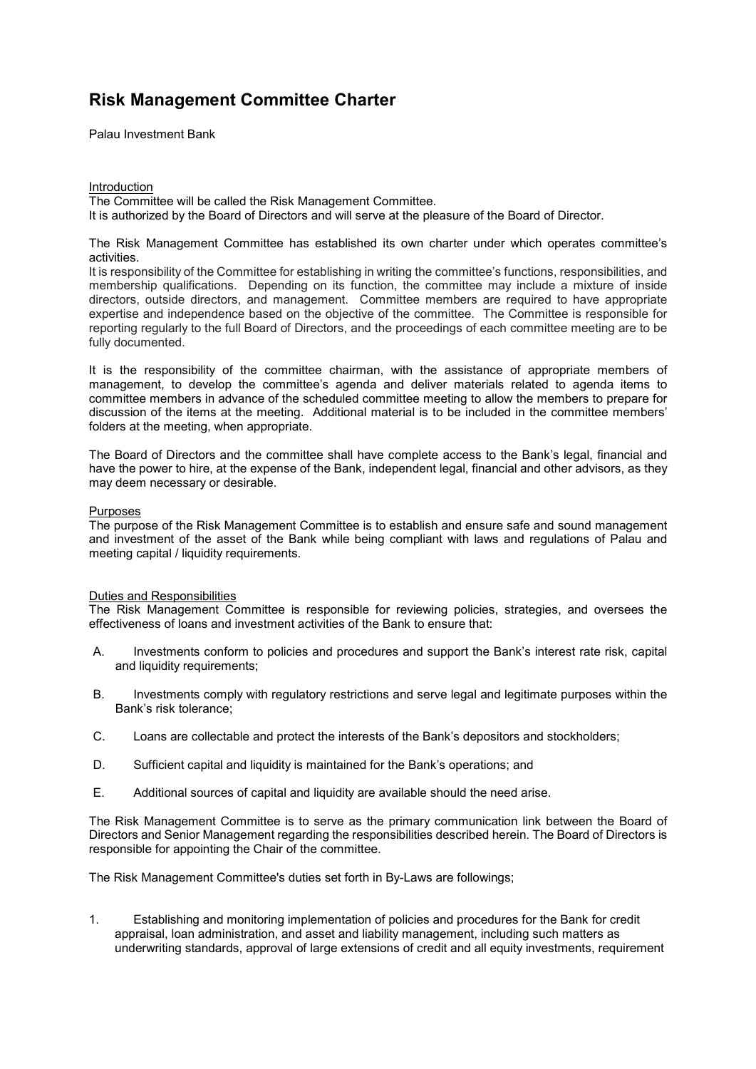# Risk Management Committee Charter

Palau Investment Bank

Introduction

The Committee will be called the Risk Management Committee.
It is authorized by the Board of Directors and will serve at the pleasure of the Board of Director.

The Risk Management Committee has established its own charter under which operates committee's activities.
It is responsibility of the Committee for establishing in writing the committee's functions, responsibilities, and membership qualifications. Depending on its function, the committee may include a mixture of inside directors, outside directors, and management. Committee members are required to have appropriate expertise and independence based on the objective of the committee. The Committee is responsible for reporting regularly to the full Board of Directors, and the proceedings of each committee meeting are to be fully documented.

It is the responsibility of the committee chairman, with the assistance of appropriate members of management, to develop the committee's agenda and deliver materials related to agenda items to committee members in advance of the scheduled committee meeting to allow the members to prepare for discussion of the items at the meeting. Additional material is to be included in the committee members' folders at the meeting, when appropriate.

The Board of Directors and the committee shall have complete access to the Bank's legal, financial and have the power to hire, at the expense of the Bank, independent legal, financial and other advisors, as they may deem necessary or desirable.

Purposes

The purpose of the Risk Management Committee is to establish and ensure safe and sound management and investment of the asset of the Bank while being compliant with laws and regulations of Palau and meeting capital / liquidity requirements.

Duties and Responsibilities

The Risk Management Committee is responsible for reviewing policies, strategies, and oversees the effectiveness of loans and investment activities of the Bank to ensure that:

A. Investments conform to policies and procedures and support the Bank's interest rate risk, capital and liquidity requirements;

B. Investments comply with regulatory restrictions and serve legal and legitimate purposes within the Bank's risk tolerance;

C. Loans are collectable and protect the interests of the Bank's depositors and stockholders;

D. Sufficient capital and liquidity is maintained for the Bank's operations; and

E. Additional sources of capital and liquidity are available should the need arise.

The Risk Management Committee is to serve as the primary communication link between the Board of Directors and Senior Management regarding the responsibilities described herein. The Board of Directors is responsible for appointing the Chair of the committee.

The Risk Management Committee's duties set forth in By-Laws are followings;

1. Establishing and monitoring implementation of policies and procedures for the Bank for credit appraisal, loan administration, and asset and liability management, including such matters as underwriting standards, approval of large extensions of credit and all equity investments, requirement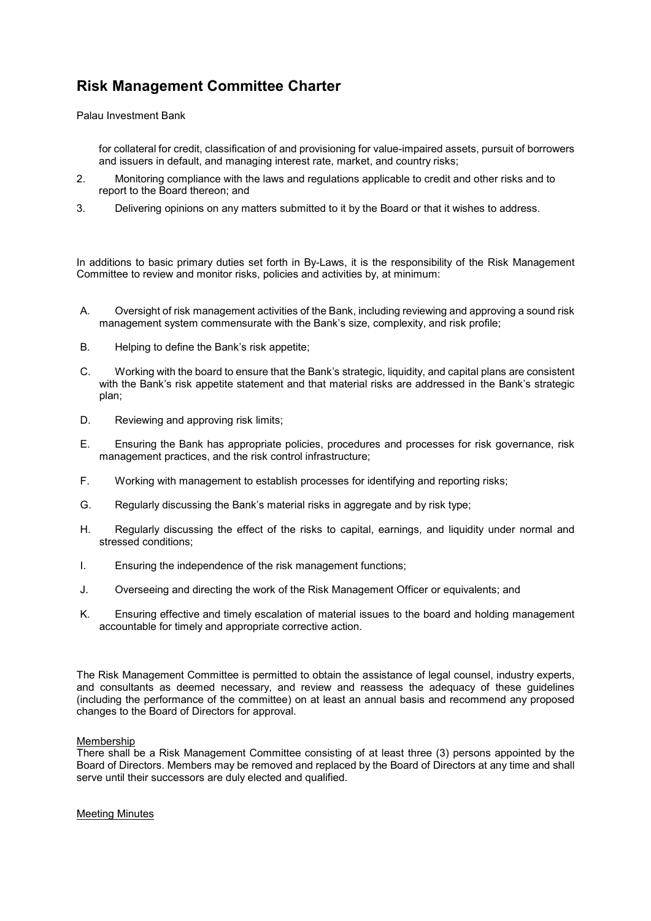# Risk Management Committee Charter

Palau Investment Bank

for collateral for credit, classification of and provisioning for value-impaired assets, pursuit of borrowers and issuers in default, and managing interest rate, market, and country risks;

2. Monitoring compliance with the laws and regulations applicable to credit and other risks and to report to the Board thereon; and
3. Delivering opinions on any matters submitted to it by the Board or that it wishes to address.

In additions to basic primary duties set forth in By-Laws, it is the responsibility of the Risk Management Committee to review and monitor risks, policies and activities by, at minimum:

A. Oversight of risk management activities of the Bank, including reviewing and approving a sound risk management system commensurate with the Bank's size, complexity, and risk profile;

B. Helping to define the Bank's risk appetite;

C. Working with the board to ensure that the Bank's strategic, liquidity, and capital plans are consistent with the Bank's risk appetite statement and that material risks are addressed in the Bank's strategic plan;

D. Reviewing and approving risk limits;

E. Ensuring the Bank has appropriate policies, procedures and processes for risk governance, risk management practices, and the risk control infrastructure;

F. Working with management to establish processes for identifying and reporting risks;

G. Regularly discussing the Bank's material risks in aggregate and by risk type;

H. Regularly discussing the effect of the risks to capital, earnings, and liquidity under normal and stressed conditions;

I. Ensuring the independence of the risk management functions;

J. Overseeing and directing the work of the Risk Management Officer or equivalents; and

K. Ensuring effective and timely escalation of material issues to the board and holding management accountable for timely and appropriate corrective action.

The Risk Management Committee is permitted to obtain the assistance of legal counsel, industry experts, and consultants as deemed necessary, and review and reassess the adequacy of these guidelines (including the performance of the committee) on at least an annual basis and recommend any proposed changes to the Board of Directors for approval.

<u>Membership</u>

There shall be a Risk Management Committee consisting of at least three (3) persons appointed by the Board of Directors. Members may be removed and replaced by the Board of Directors at any time and shall serve until their successors are duly elected and qualified.

<u>Meeting Minutes</u>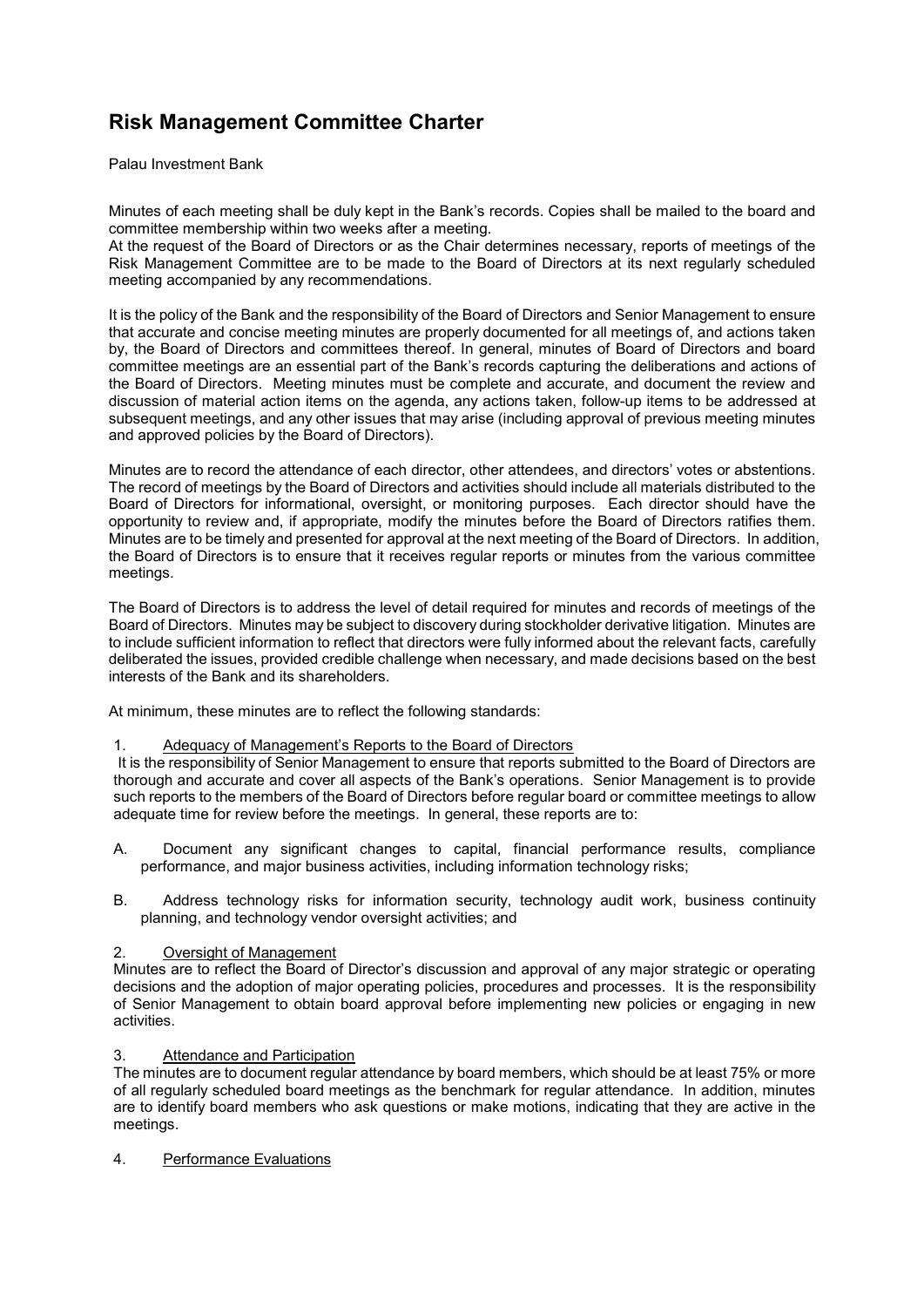# Risk Management Committee Charter

Palau Investment Bank

Minutes of each meeting shall be duly kept in the Bank's records. Copies shall be mailed to the board and committee membership within two weeks after a meeting.
At the request of the Board of Directors or as the Chair determines necessary, reports of meetings of the Risk Management Committee are to be made to the Board of Directors at its next regularly scheduled meeting accompanied by any recommendations.

It is the policy of the Bank and the responsibility of the Board of Directors and Senior Management to ensure that accurate and concise meeting minutes are properly documented for all meetings of, and actions taken by, the Board of Directors and committees thereof. In general, minutes of Board of Directors and board committee meetings are an essential part of the Bank's records capturing the deliberations and actions of the Board of Directors. Meeting minutes must be complete and accurate, and document the review and discussion of material action items on the agenda, any actions taken, follow-up items to be addressed at subsequent meetings, and any other issues that may arise (including approval of previous meeting minutes and approved policies by the Board of Directors).

Minutes are to record the attendance of each director, other attendees, and directors' votes or abstentions. The record of meetings by the Board of Directors and activities should include all materials distributed to the Board of Directors for informational, oversight, or monitoring purposes. Each director should have the opportunity to review and, if appropriate, modify the minutes before the Board of Directors ratifies them. Minutes are to be timely and presented for approval at the next meeting of the Board of Directors. In addition, the Board of Directors is to ensure that it receives regular reports or minutes from the various committee meetings.

The Board of Directors is to address the level of detail required for minutes and records of meetings of the Board of Directors. Minutes may be subject to discovery during stockholder derivative litigation. Minutes are to include sufficient information to reflect that directors were fully informed about the relevant facts, carefully deliberated the issues, provided credible challenge when necessary, and made decisions based on the best interests of the Bank and its shareholders.

At minimum, these minutes are to reflect the following standards:

1. Adequacy of Management's Reports to the Board of Directors

It is the responsibility of Senior Management to ensure that reports submitted to the Board of Directors are thorough and accurate and cover all aspects of the Bank's operations. Senior Management is to provide such reports to the members of the Board of Directors before regular board or committee meetings to allow adequate time for review before the meetings. In general, these reports are to:

A. Document any significant changes to capital, financial performance results, compliance performance, and major business activities, including information technology risks;

B. Address technology risks for information security, technology audit work, business continuity planning, and technology vendor oversight activities; and

2. Oversight of Management

Minutes are to reflect the Board of Director's discussion and approval of any major strategic or operating decisions and the adoption of major operating policies, procedures and processes. It is the responsibility of Senior Management to obtain board approval before implementing new policies or engaging in new activities.

3. Attendance and Participation

The minutes are to document regular attendance by board members, which should be at least 75% or more of all regularly scheduled board meetings as the benchmark for regular attendance. In addition, minutes are to identify board members who ask questions or make motions, indicating that they are active in the meetings.

4. Performance Evaluations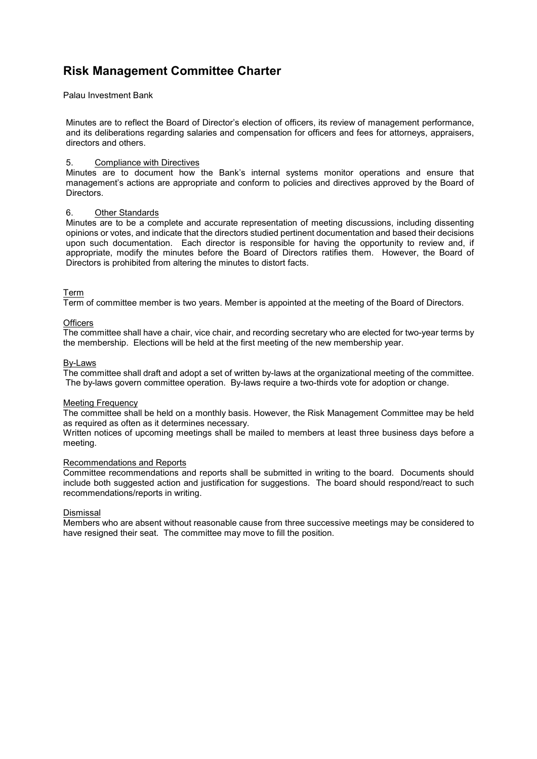# Risk Management Committee Charter

Palau Investment Bank

Minutes are to reflect the Board of Director's election of officers, its review of management performance, and its deliberations regarding salaries and compensation for officers and fees for attorneys, appraisers, directors and others.

5. Compliance with Directives

Minutes are to document how the Bank's internal systems monitor operations and ensure that management's actions are appropriate and conform to policies and directives approved by the Board of Directors.

6. Other Standards

Minutes are to be a complete and accurate representation of meeting discussions, including dissenting opinions or votes, and indicate that the directors studied pertinent documentation and based their decisions upon such documentation. Each director is responsible for having the opportunity to review and, if appropriate, modify the minutes before the Board of Directors ratifies them. However, the Board of Directors is prohibited from altering the minutes to distort facts.

Term

Term of committee member is two years. Member is appointed at the meeting of the Board of Directors.

Officers

The committee shall have a chair, vice chair, and recording secretary who are elected for two-year terms by the membership. Elections will be held at the first meeting of the new membership year.

By-Laws

The committee shall draft and adopt a set of written by-laws at the organizational meeting of the committee. The by-laws govern committee operation. By-laws require a two-thirds vote for adoption or change.

Meeting Frequency

The committee shall be held on a monthly basis. However, the Risk Management Committee may be held as required as often as it determines necessary.

Written notices of upcoming meetings shall be mailed to members at least three business days before a meeting.

Recommendations and Reports

Committee recommendations and reports shall be submitted in writing to the board. Documents should include both suggested action and justification for suggestions. The board should respond/react to such recommendations/reports in writing.

Dismissal

Members who are absent without reasonable cause from three successive meetings may be considered to have resigned their seat. The committee may move to fill the position.